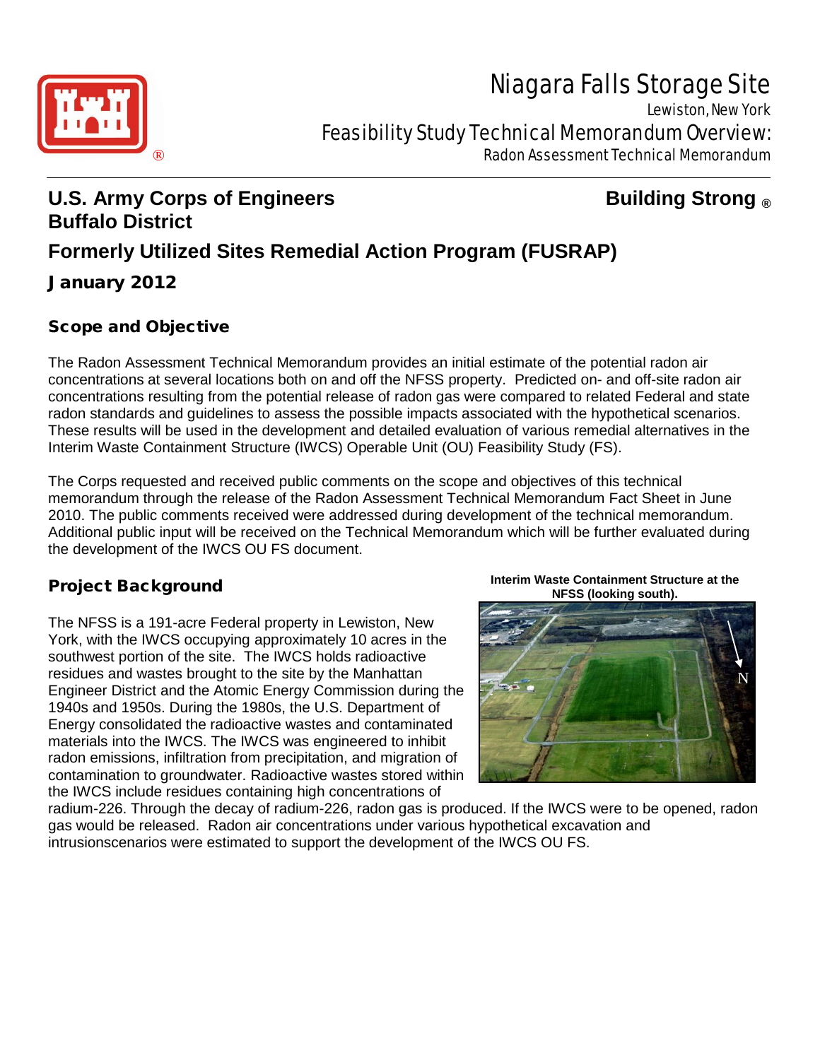# Niagara Falls Storage Site

Lewiston, New York

Feasibility Study Technical Memorandum Overview:

Radon Assessment Technical Memorandum

**U.S. Army Corps of Engineers**
**Buffalo District**

**Building Strong ®**

## Formerly Utilized Sites Remedial Action Program (FUSRAP)

## January 2012

### Scope and Objective

The Radon Assessment Technical Memorandum provides an initial estimate of the potential radon air concentrations at several locations both on and off the NFSS property. Predicted on- and off-site radon air concentrations resulting from the potential release of radon gas were compared to related Federal and state radon standards and guidelines to assess the possible impacts associated with the hypothetical scenarios. These results will be used in the development and detailed evaluation of various remedial alternatives in the Interim Waste Containment Structure (IWCS) Operable Unit (OU) Feasibility Study (FS).

The Corps requested and received public comments on the scope and objectives of this technical memorandum through the release of the Radon Assessment Technical Memorandum Fact Sheet in June 2010. The public comments received were addressed during development of the technical memorandum. Additional public input will be received on the Technical Memorandum which will be further evaluated during the development of the IWCS OU FS document.

### Project Background

The NFSS is a 191-acre Federal property in Lewiston, New York, with the IWCS occupying approximately 10 acres in the southwest portion of the site. The IWCS holds radioactive residues and wastes brought to the site by the Manhattan Engineer District and the Atomic Energy Commission during the 1940s and 1950s. During the 1980s, the U.S. Department of Energy consolidated the radioactive wastes and contaminated materials into the IWCS. The IWCS was engineered to inhibit radon emissions, infiltration from precipitation, and migration of contamination to groundwater. Radioactive wastes stored within the IWCS include residues containing high concentrations of radium-226. Through the decay of radium-226, radon gas is produced. If the IWCS were to be opened, radon gas would be released. Radon air concentrations under various hypothetical excavation and intrusionscenarios were estimated to support the development of the IWCS OU FS.

**Interim Waste Containment Structure at the NFSS (looking south).**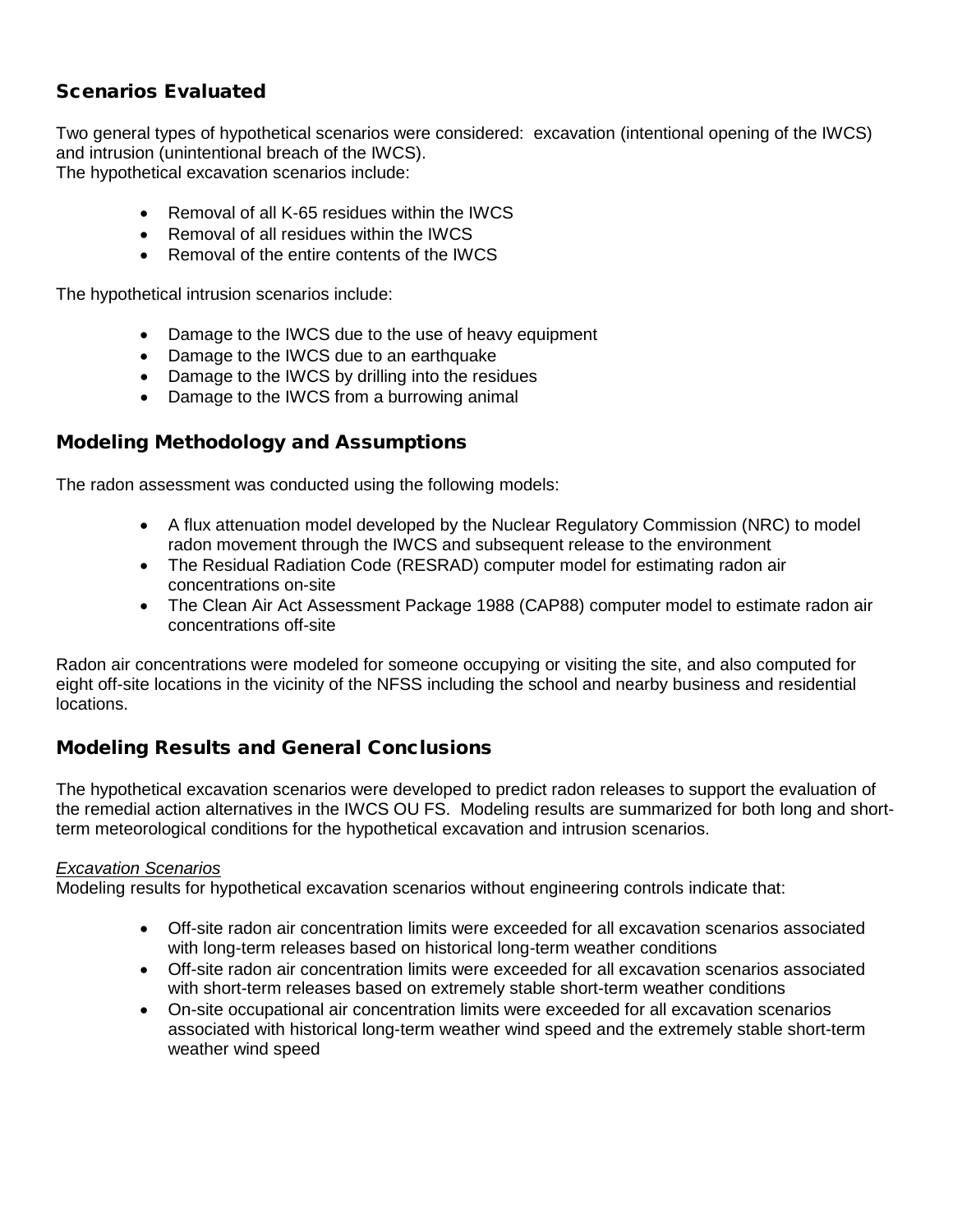## Scenarios Evaluated

Two general types of hypothetical scenarios were considered: excavation (intentional opening of the IWCS) and intrusion (unintentional breach of the IWCS).
The hypothetical excavation scenarios include:

- Removal of all K-65 residues within the IWCS
- Removal of all residues within the IWCS
- Removal of the entire contents of the IWCS

The hypothetical intrusion scenarios include:

- Damage to the IWCS due to the use of heavy equipment
- Damage to the IWCS due to an earthquake
- Damage to the IWCS by drilling into the residues
- Damage to the IWCS from a burrowing animal

## Modeling Methodology and Assumptions

The radon assessment was conducted using the following models:

- A flux attenuation model developed by the Nuclear Regulatory Commission (NRC) to model radon movement through the IWCS and subsequent release to the environment
- The Residual Radiation Code (RESRAD) computer model for estimating radon air concentrations on-site
- The Clean Air Act Assessment Package 1988 (CAP88) computer model to estimate radon air concentrations off-site

Radon air concentrations were modeled for someone occupying or visiting the site, and also computed for eight off-site locations in the vicinity of the NFSS including the school and nearby business and residential locations.

## Modeling Results and General Conclusions

The hypothetical excavation scenarios were developed to predict radon releases to support the evaluation of the remedial action alternatives in the IWCS OU FS. Modeling results are summarized for both long and short-term meteorological conditions for the hypothetical excavation and intrusion scenarios.

*Excavation Scenarios*
Modeling results for hypothetical excavation scenarios without engineering controls indicate that:

- Off-site radon air concentration limits were exceeded for all excavation scenarios associated with long-term releases based on historical long-term weather conditions
- Off-site radon air concentration limits were exceeded for all excavation scenarios associated with short-term releases based on extremely stable short-term weather conditions
- On-site occupational air concentration limits were exceeded for all excavation scenarios associated with historical long-term weather wind speed and the extremely stable short-term weather wind speed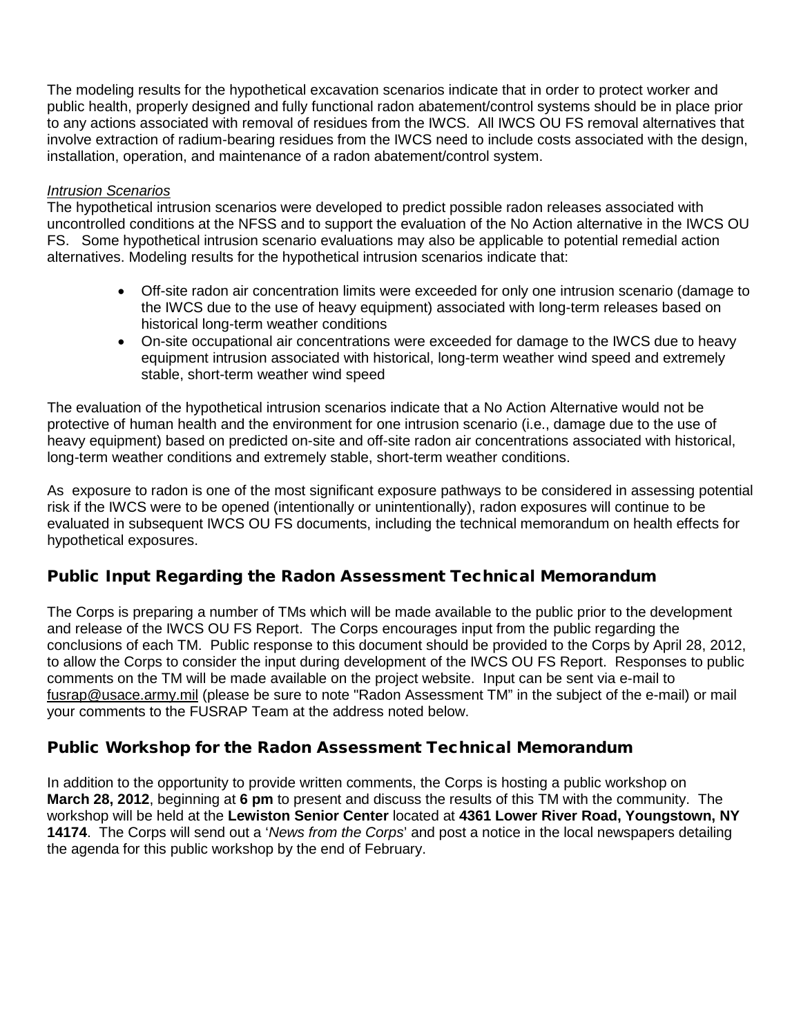The modeling results for the hypothetical excavation scenarios indicate that in order to protect worker and public health, properly designed and fully functional radon abatement/control systems should be in place prior to any actions associated with removal of residues from the IWCS. All IWCS OU FS removal alternatives that involve extraction of radium-bearing residues from the IWCS need to include costs associated with the design, installation, operation, and maintenance of a radon abatement/control system.

*Intrusion Scenarios*

The hypothetical intrusion scenarios were developed to predict possible radon releases associated with uncontrolled conditions at the NFSS and to support the evaluation of the No Action alternative in the IWCS OU FS. Some hypothetical intrusion scenario evaluations may also be applicable to potential remedial action alternatives. Modeling results for the hypothetical intrusion scenarios indicate that:

- Off-site radon air concentration limits were exceeded for only one intrusion scenario (damage to the IWCS due to the use of heavy equipment) associated with long-term releases based on historical long-term weather conditions
- On-site occupational air concentrations were exceeded for damage to the IWCS due to heavy equipment intrusion associated with historical, long-term weather wind speed and extremely stable, short-term weather wind speed

The evaluation of the hypothetical intrusion scenarios indicate that a No Action Alternative would not be protective of human health and the environment for one intrusion scenario (i.e., damage due to the use of heavy equipment) based on predicted on-site and off-site radon air concentrations associated with historical, long-term weather conditions and extremely stable, short-term weather conditions.

As exposure to radon is one of the most significant exposure pathways to be considered in assessing potential risk if the IWCS were to be opened (intentionally or unintentionally), radon exposures will continue to be evaluated in subsequent IWCS OU FS documents, including the technical memorandum on health effects for hypothetical exposures.

## Public Input Regarding the Radon Assessment Technical Memorandum

The Corps is preparing a number of TMs which will be made available to the public prior to the development and release of the IWCS OU FS Report. The Corps encourages input from the public regarding the conclusions of each TM. Public response to this document should be provided to the Corps by April 28, 2012, to allow the Corps to consider the input during development of the IWCS OU FS Report. Responses to public comments on the TM will be made available on the project website. Input can be sent via e-mail to fusrap@usace.army.mil (please be sure to note "Radon Assessment TM" in the subject of the e-mail) or mail your comments to the FUSRAP Team at the address noted below.

## Public Workshop for the Radon Assessment Technical Memorandum

In addition to the opportunity to provide written comments, the Corps is hosting a public workshop on **March 28, 2012**, beginning at **6 pm** to present and discuss the results of this TM with the community. The workshop will be held at the **Lewiston Senior Center** located at **4361 Lower River Road, Youngstown, NY 14174**. The Corps will send out a '*News from the Corps*' and post a notice in the local newspapers detailing the agenda for this public workshop by the end of February.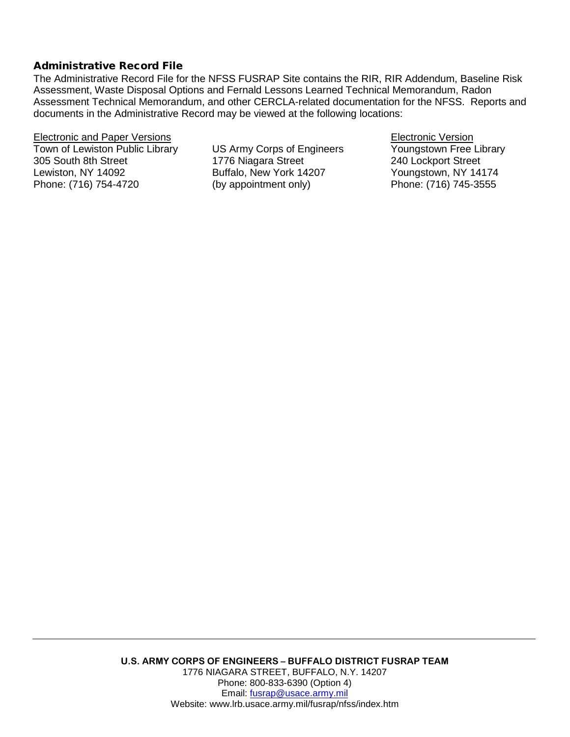### Administrative Record File

The Administrative Record File for the NFSS FUSRAP Site contains the RIR, RIR Addendum, Baseline Risk Assessment, Waste Disposal Options and Fernald Lessons Learned Technical Memorandum, Radon Assessment Technical Memorandum, and other CERCLA-related documentation for the NFSS. Reports and documents in the Administrative Record may be viewed at the following locations:

Electronic and Paper Versions

Town of Lewiston Public Library
305 South 8th Street
Lewiston, NY 14092
Phone: (716) 754-4720

US Army Corps of Engineers
1776 Niagara Street
Buffalo, New York 14207
(by appointment only)

Electronic Version

Youngstown Free Library
240 Lockport Street
Youngstown, NY 14174
Phone: (716) 745-3555

---

**U.S. ARMY CORPS OF ENGINEERS – BUFFALO DISTRICT FUSRAP TEAM**
1776 NIAGARA STREET, BUFFALO, N.Y. 14207
Phone: 800-833-6390 (Option 4)
Email: fusrap@usace.army.mil
Website: www.lrb.usace.army.mil/fusrap/nfss/index.htm